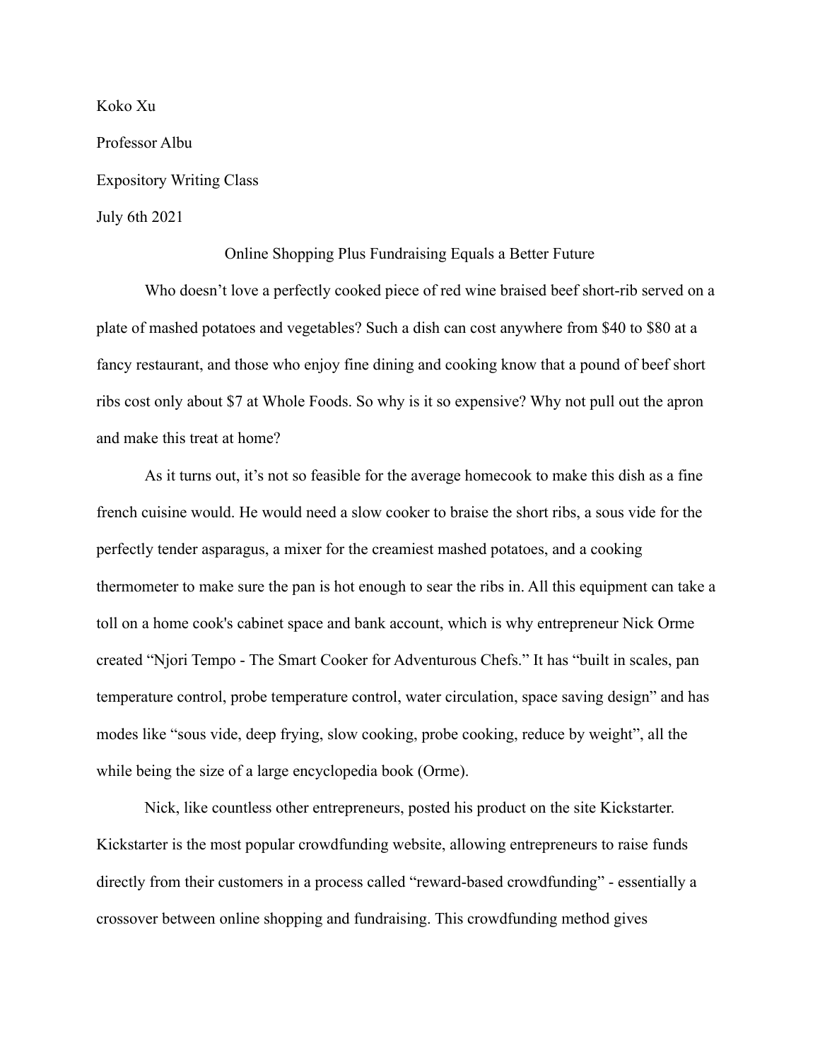Koko Xu

Professor Albu

Expository Writing Class

July 6th 2021

Online Shopping Plus Fundraising Equals a Better Future

Who doesn't love a perfectly cooked piece of red wine braised beef short-rib served on a plate of mashed potatoes and vegetables? Such a dish can cost anywhere from $40 to $80 at a fancy restaurant, and those who enjoy fine dining and cooking know that a pound of beef short ribs cost only about $7 at Whole Foods. So why is it so expensive? Why not pull out the apron and make this treat at home?

As it turns out, it's not so feasible for the average homecook to make this dish as a fine french cuisine would. He would need a slow cooker to braise the short ribs, a sous vide for the perfectly tender asparagus, a mixer for the creamiest mashed potatoes, and a cooking thermometer to make sure the pan is hot enough to sear the ribs in. All this equipment can take a toll on a home cook's cabinet space and bank account, which is why entrepreneur Nick Orme created "Njori Tempo - The Smart Cooker for Adventurous Chefs." It has "built in scales, pan temperature control, probe temperature control, water circulation, space saving design" and has modes like "sous vide, deep frying, slow cooking, probe cooking, reduce by weight", all the while being the size of a large encyclopedia book (Orme).

Nick, like countless other entrepreneurs, posted his product on the site Kickstarter. Kickstarter is the most popular crowdfunding website, allowing entrepreneurs to raise funds directly from their customers in a process called "reward-based crowdfunding" - essentially a crossover between online shopping and fundraising. This crowdfunding method gives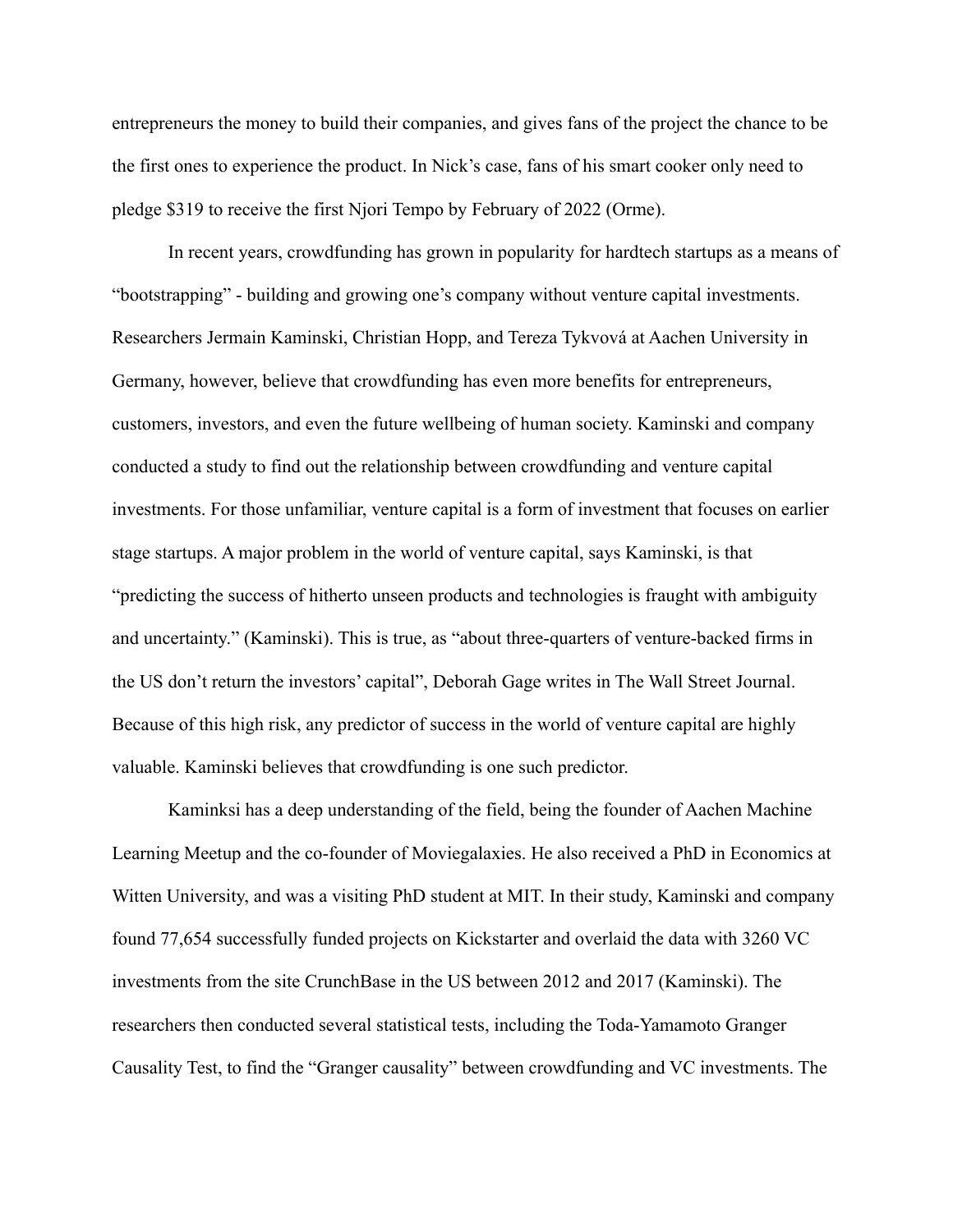entrepreneurs the money to build their companies, and gives fans of the project the chance to be the first ones to experience the product. In Nick's case, fans of his smart cooker only need to pledge $319 to receive the first Njori Tempo by February of 2022 (Orme).

In recent years, crowdfunding has grown in popularity for hardtech startups as a means of "bootstrapping" - building and growing one's company without venture capital investments. Researchers Jermain Kaminski, Christian Hopp, and Tereza Tykvová at Aachen University in Germany, however, believe that crowdfunding has even more benefits for entrepreneurs, customers, investors, and even the future wellbeing of human society. Kaminski and company conducted a study to find out the relationship between crowdfunding and venture capital investments. For those unfamiliar, venture capital is a form of investment that focuses on earlier stage startups. A major problem in the world of venture capital, says Kaminski, is that "predicting the success of hitherto unseen products and technologies is fraught with ambiguity and uncertainty." (Kaminski). This is true, as "about three-quarters of venture-backed firms in the US don't return the investors' capital", Deborah Gage writes in The Wall Street Journal. Because of this high risk, any predictor of success in the world of venture capital are highly valuable. Kaminski believes that crowdfunding is one such predictor.

Kaminksi has a deep understanding of the field, being the founder of Aachen Machine Learning Meetup and the co-founder of Moviegalaxies. He also received a PhD in Economics at Witten University, and was a visiting PhD student at MIT. In their study, Kaminski and company found 77,654 successfully funded projects on Kickstarter and overlaid the data with 3260 VC investments from the site CrunchBase in the US between 2012 and 2017 (Kaminski). The researchers then conducted several statistical tests, including the Toda-Yamamoto Granger Causality Test, to find the "Granger causality" between crowdfunding and VC investments. The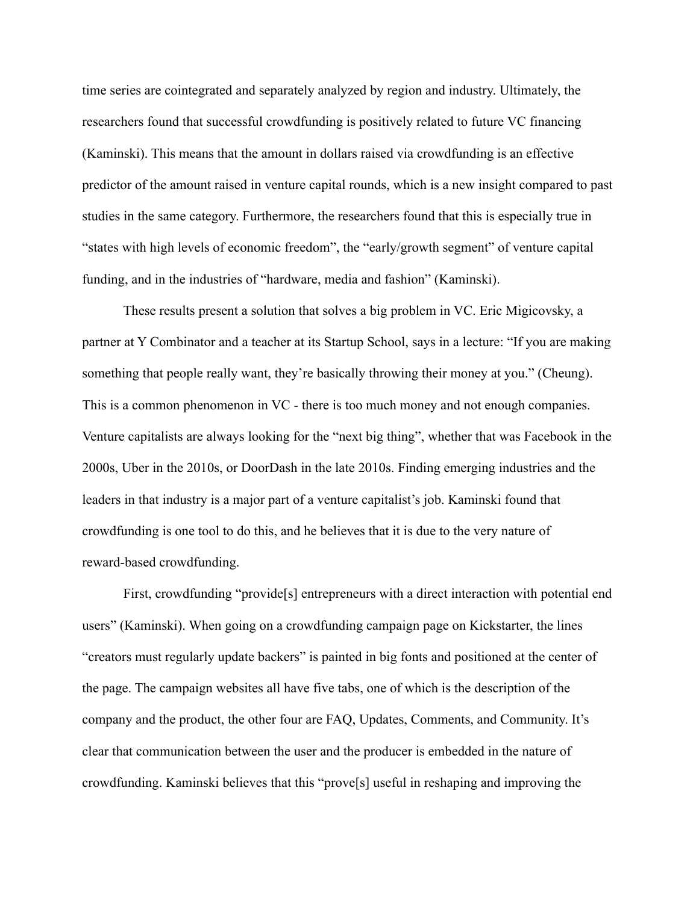time series are cointegrated and separately analyzed by region and industry. Ultimately, the researchers found that successful crowdfunding is positively related to future VC financing (Kaminski). This means that the amount in dollars raised via crowdfunding is an effective predictor of the amount raised in venture capital rounds, which is a new insight compared to past studies in the same category. Furthermore, the researchers found that this is especially true in "states with high levels of economic freedom", the "early/growth segment" of venture capital funding, and in the industries of "hardware, media and fashion" (Kaminski).

These results present a solution that solves a big problem in VC. Eric Migicovsky, a partner at Y Combinator and a teacher at its Startup School, says in a lecture: "If you are making something that people really want, they're basically throwing their money at you." (Cheung). This is a common phenomenon in VC - there is too much money and not enough companies. Venture capitalists are always looking for the "next big thing", whether that was Facebook in the 2000s, Uber in the 2010s, or DoorDash in the late 2010s. Finding emerging industries and the leaders in that industry is a major part of a venture capitalist's job. Kaminski found that crowdfunding is one tool to do this, and he believes that it is due to the very nature of reward-based crowdfunding.

First, crowdfunding "provide[s] entrepreneurs with a direct interaction with potential end users" (Kaminski). When going on a crowdfunding campaign page on Kickstarter, the lines "creators must regularly update backers" is painted in big fonts and positioned at the center of the page. The campaign websites all have five tabs, one of which is the description of the company and the product, the other four are FAQ, Updates, Comments, and Community. It's clear that communication between the user and the producer is embedded in the nature of crowdfunding. Kaminski believes that this "prove[s] useful in reshaping and improving the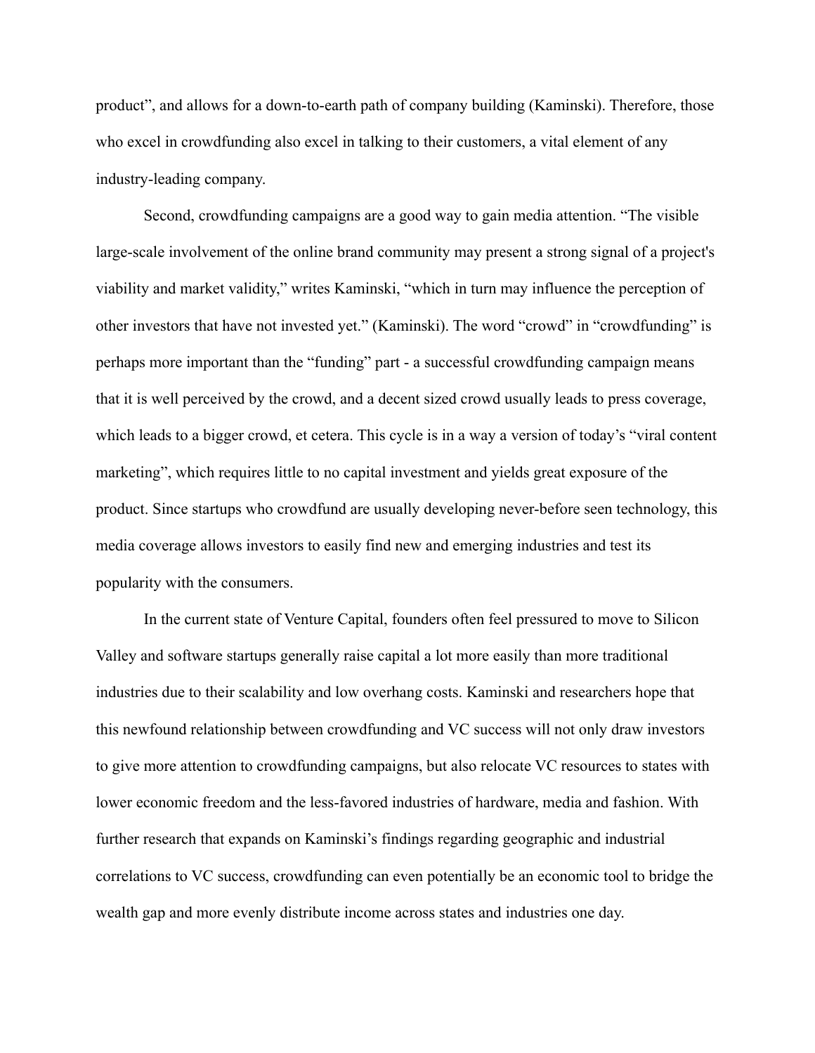product", and allows for a down-to-earth path of company building (Kaminski). Therefore, those who excel in crowdfunding also excel in talking to their customers, a vital element of any industry-leading company.

Second, crowdfunding campaigns are a good way to gain media attention. "The visible large-scale involvement of the online brand community may present a strong signal of a project's viability and market validity," writes Kaminski, "which in turn may influence the perception of other investors that have not invested yet." (Kaminski). The word "crowd" in "crowdfunding" is perhaps more important than the "funding" part - a successful crowdfunding campaign means that it is well perceived by the crowd, and a decent sized crowd usually leads to press coverage, which leads to a bigger crowd, et cetera. This cycle is in a way a version of today's "viral content marketing", which requires little to no capital investment and yields great exposure of the product. Since startups who crowdfund are usually developing never-before seen technology, this media coverage allows investors to easily find new and emerging industries and test its popularity with the consumers.

In the current state of Venture Capital, founders often feel pressured to move to Silicon Valley and software startups generally raise capital a lot more easily than more traditional industries due to their scalability and low overhang costs. Kaminski and researchers hope that this newfound relationship between crowdfunding and VC success will not only draw investors to give more attention to crowdfunding campaigns, but also relocate VC resources to states with lower economic freedom and the less-favored industries of hardware, media and fashion. With further research that expands on Kaminski's findings regarding geographic and industrial correlations to VC success, crowdfunding can even potentially be an economic tool to bridge the wealth gap and more evenly distribute income across states and industries one day.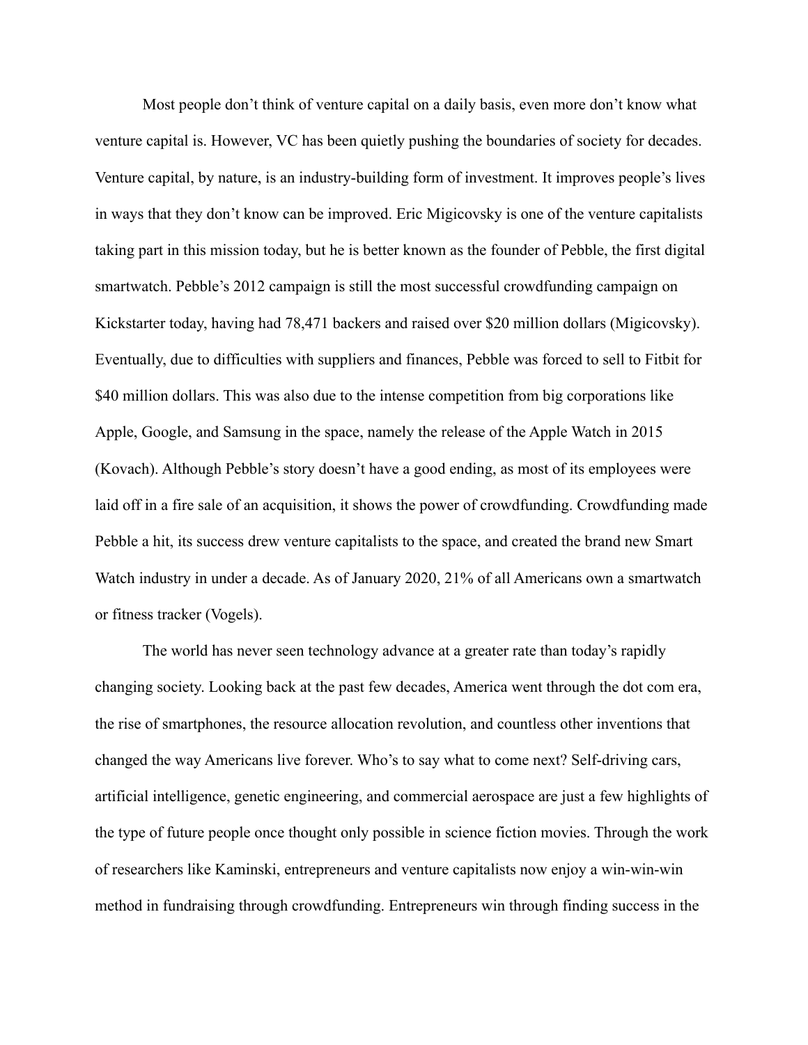Most people don't think of venture capital on a daily basis, even more don't know what venture capital is. However, VC has been quietly pushing the boundaries of society for decades. Venture capital, by nature, is an industry-building form of investment. It improves people's lives in ways that they don't know can be improved. Eric Migicovsky is one of the venture capitalists taking part in this mission today, but he is better known as the founder of Pebble, the first digital smartwatch. Pebble's 2012 campaign is still the most successful crowdfunding campaign on Kickstarter today, having had 78,471 backers and raised over $20 million dollars (Migicovsky). Eventually, due to difficulties with suppliers and finances, Pebble was forced to sell to Fitbit for $40 million dollars. This was also due to the intense competition from big corporations like Apple, Google, and Samsung in the space, namely the release of the Apple Watch in 2015 (Kovach). Although Pebble's story doesn't have a good ending, as most of its employees were laid off in a fire sale of an acquisition, it shows the power of crowdfunding. Crowdfunding made Pebble a hit, its success drew venture capitalists to the space, and created the brand new Smart Watch industry in under a decade. As of January 2020, 21% of all Americans own a smartwatch or fitness tracker (Vogels).

The world has never seen technology advance at a greater rate than today's rapidly changing society. Looking back at the past few decades, America went through the dot com era, the rise of smartphones, the resource allocation revolution, and countless other inventions that changed the way Americans live forever. Who's to say what to come next? Self-driving cars, artificial intelligence, genetic engineering, and commercial aerospace are just a few highlights of the type of future people once thought only possible in science fiction movies. Through the work of researchers like Kaminski, entrepreneurs and venture capitalists now enjoy a win-win-win method in fundraising through crowdfunding. Entrepreneurs win through finding success in the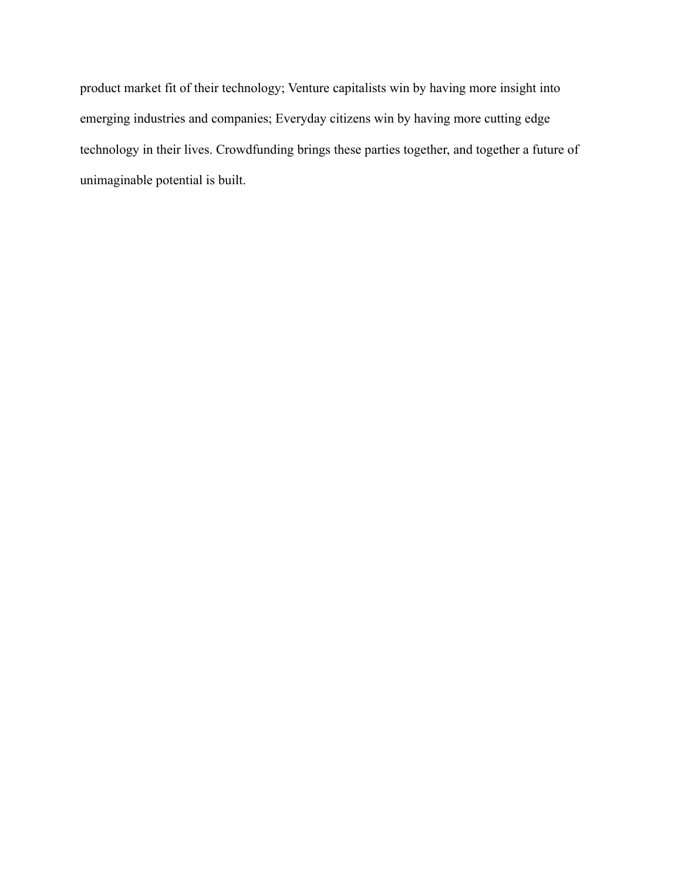product market fit of their technology; Venture capitalists win by having more insight into emerging industries and companies; Everyday citizens win by having more cutting edge technology in their lives. Crowdfunding brings these parties together, and together a future of unimaginable potential is built.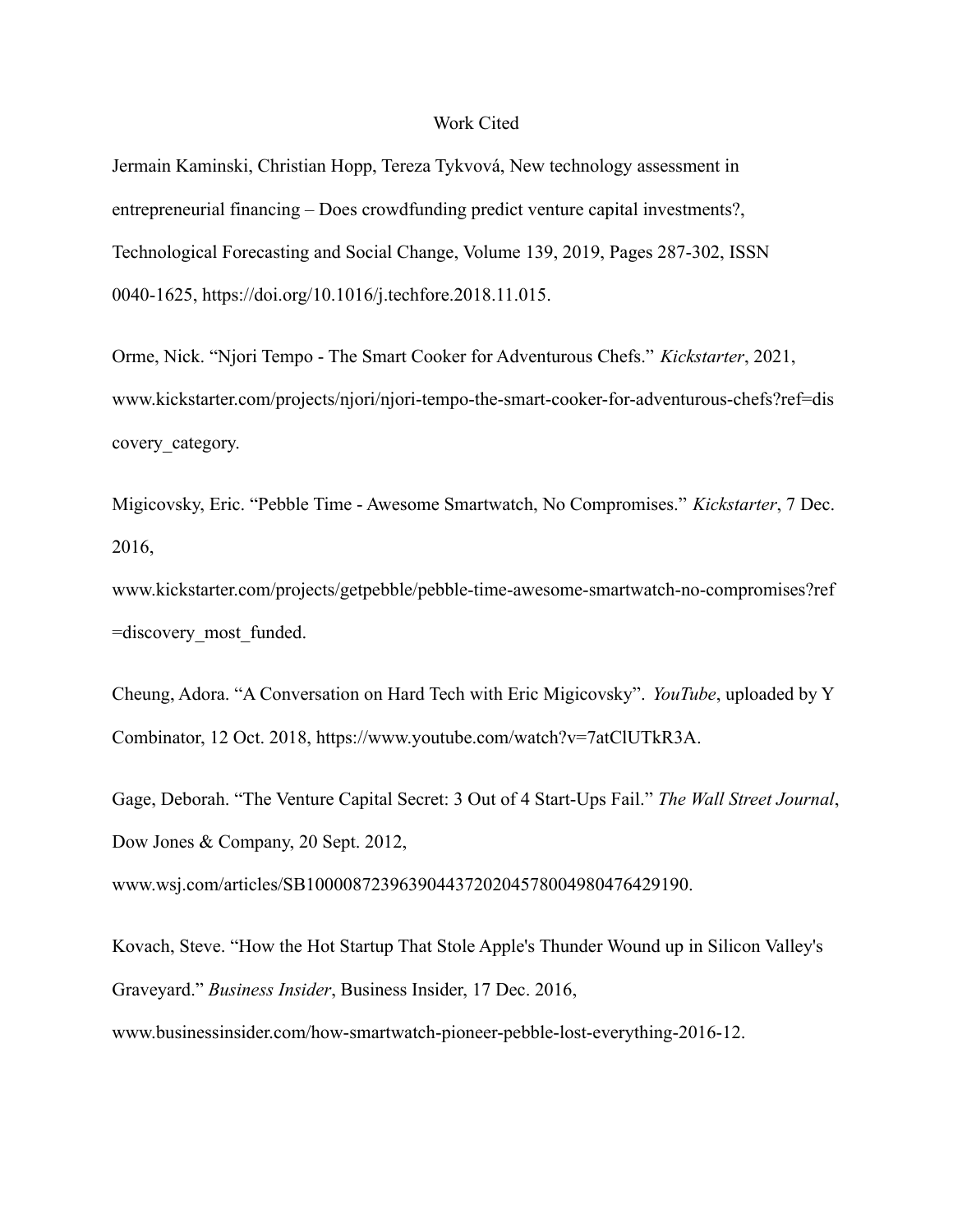# Work Cited

Jermain Kaminski, Christian Hopp, Tereza Tykvová, New technology assessment in entrepreneurial financing – Does crowdfunding predict venture capital investments?, Technological Forecasting and Social Change, Volume 139, 2019, Pages 287-302, ISSN 0040-1625, https://doi.org/10.1016/j.techfore.2018.11.015.

Orme, Nick. "Njori Tempo - The Smart Cooker for Adventurous Chefs." *Kickstarter*, 2021, www.kickstarter.com/projects/njori/njori-tempo-the-smart-cooker-for-adventurous-chefs?ref=discovery_category.

Migicovsky, Eric. "Pebble Time - Awesome Smartwatch, No Compromises." *Kickstarter*, 7 Dec. 2016, www.kickstarter.com/projects/getpebble/pebble-time-awesome-smartwatch-no-compromises?ref=discovery_most_funded.

Cheung, Adora. "A Conversation on Hard Tech with Eric Migicovsky". *YouTube*, uploaded by Y Combinator, 12 Oct. 2018, https://www.youtube.com/watch?v=7atClUTkR3A.

Gage, Deborah. "The Venture Capital Secret: 3 Out of 4 Start-Ups Fail." *The Wall Street Journal*, Dow Jones & Company, 20 Sept. 2012, www.wsj.com/articles/SB10000872396390443720204578004980476429190.

Kovach, Steve. "How the Hot Startup That Stole Apple's Thunder Wound up in Silicon Valley's Graveyard." *Business Insider*, Business Insider, 17 Dec. 2016, www.businessinsider.com/how-smartwatch-pioneer-pebble-lost-everything-2016-12.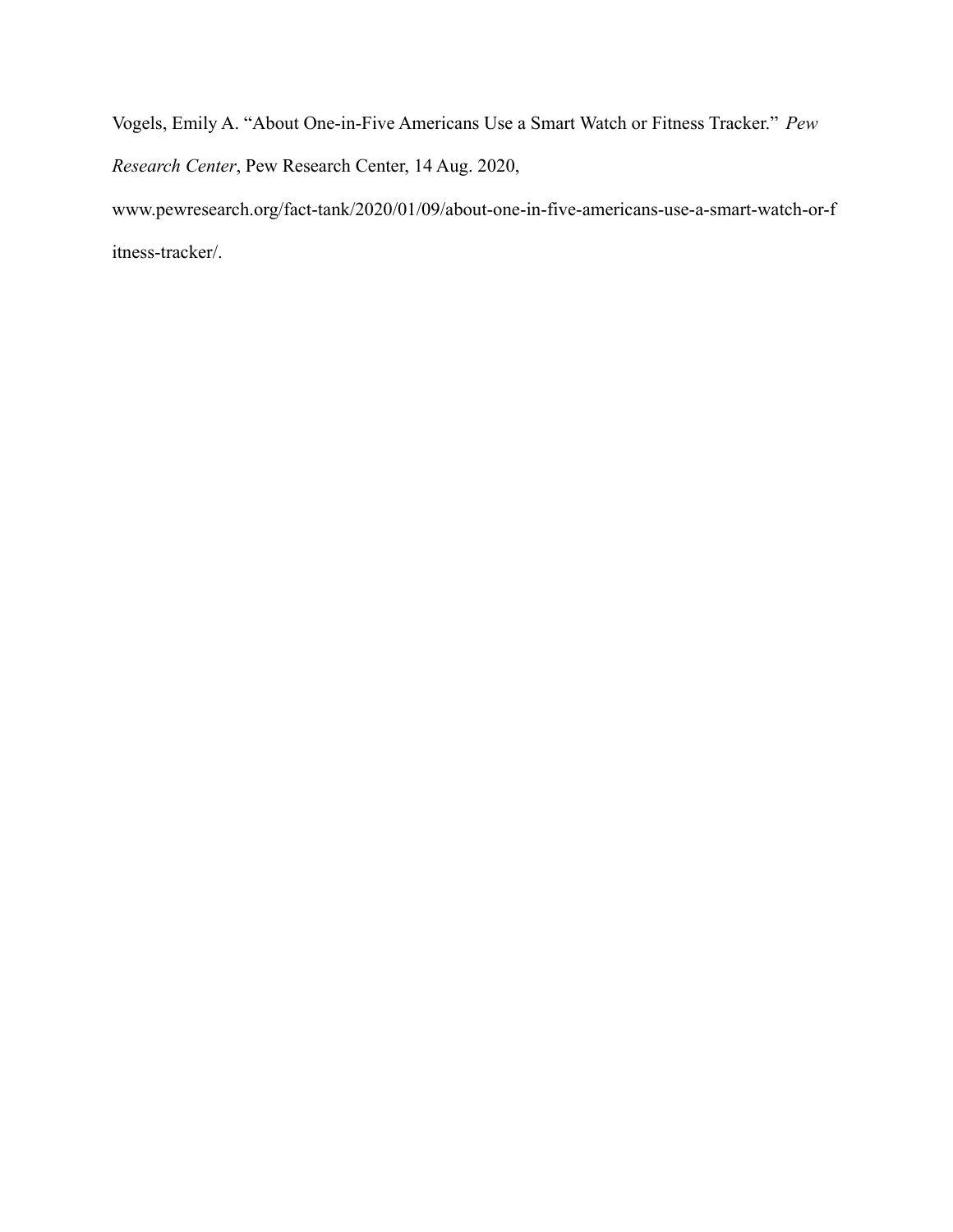Vogels, Emily A. “About One-in-Five Americans Use a Smart Watch or Fitness Tracker.” *Pew Research Center*, Pew Research Center, 14 Aug. 2020, www.pewresearch.org/fact-tank/2020/01/09/about-one-in-five-americans-use-a-smart-watch-or-fitness-tracker/.